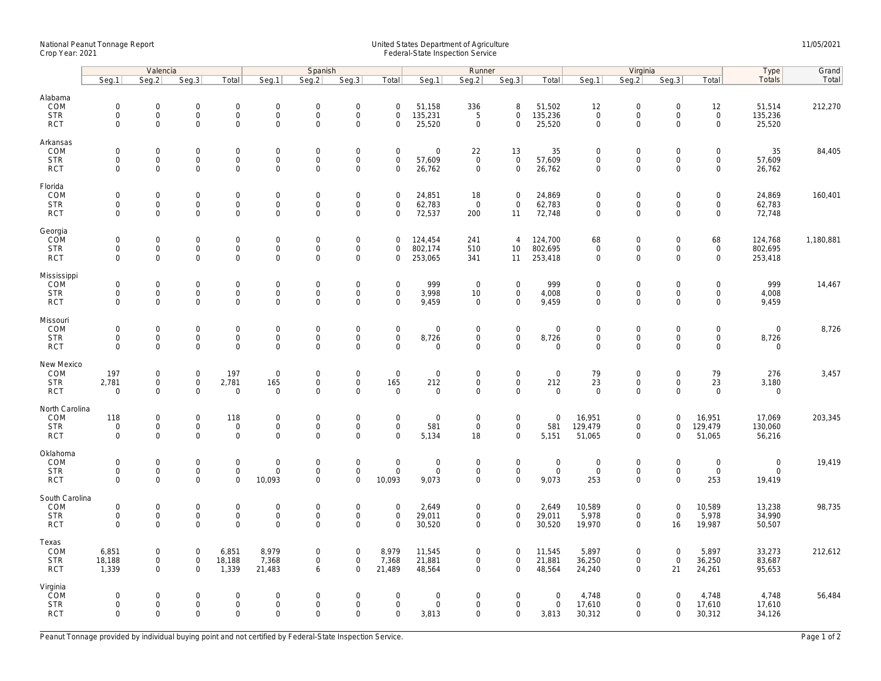National Peanut Tonnage Report
Crop Year: 2021

United States Department of Agriculture
Federal-State Inspection Service

11/05/2021

| | Valencia | | | | Spanish | | | | Runner | | | | Virginia | | | | Type | Grand |
|---|---|---|---|---|---|---|---|---|---|---|---|---|---|---|---|---|---|---|
| | Seg.1 | Seg.2 | Seg.3 | Total | Seg.1 | Seg.2 | Seg.3 | Total | Seg.1 | Seg.2 | Seg.3 | Total | Seg.1 | Seg.2 | Seg.3 | Total | Totals | Total |
| **Alabama** | | | | | | | | | | | | | | | | | | |
| COM | 0 | 0 | 0 | 0 | 0 | 0 | 0 | 0 | 51,158 | 336 | 8 | 51,502 | 12 | 0 | 0 | 12 | 51,514 | 212,270 |
| STR | 0 | 0 | 0 | 0 | 0 | 0 | 0 | 0 | 135,231 | 5 | 0 | 135,236 | 0 | 0 | 0 | 0 | 135,236 | |
| RCT | 0 | 0 | 0 | 0 | 0 | 0 | 0 | 0 | 25,520 | 0 | 0 | 25,520 | 0 | 0 | 0 | 0 | 25,520 | |
| **Arkansas** | | | | | | | | | | | | | | | | | | |
| COM | 0 | 0 | 0 | 0 | 0 | 0 | 0 | 0 | 0 | 22 | 13 | 35 | 0 | 0 | 0 | 0 | 35 | 84,405 |
| STR | 0 | 0 | 0 | 0 | 0 | 0 | 0 | 0 | 57,609 | 0 | 0 | 57,609 | 0 | 0 | 0 | 0 | 57,609 | |
| RCT | 0 | 0 | 0 | 0 | 0 | 0 | 0 | 0 | 26,762 | 0 | 0 | 26,762 | 0 | 0 | 0 | 0 | 26,762 | |
| **Florida** | | | | | | | | | | | | | | | | | | |
| COM | 0 | 0 | 0 | 0 | 0 | 0 | 0 | 0 | 24,851 | 18 | 0 | 24,869 | 0 | 0 | 0 | 0 | 24,869 | 160,401 |
| STR | 0 | 0 | 0 | 0 | 0 | 0 | 0 | 0 | 62,783 | 0 | 0 | 62,783 | 0 | 0 | 0 | 0 | 62,783 | |
| RCT | 0 | 0 | 0 | 0 | 0 | 0 | 0 | 0 | 72,537 | 200 | 11 | 72,748 | 0 | 0 | 0 | 0 | 72,748 | |
| **Georgia** | | | | | | | | | | | | | | | | | | |
| COM | 0 | 0 | 0 | 0 | 0 | 0 | 0 | 0 | 124,454 | 241 | 4 | 124,700 | 68 | 0 | 0 | 68 | 124,768 | 1,180,881 |
| STR | 0 | 0 | 0 | 0 | 0 | 0 | 0 | 0 | 802,174 | 510 | 10 | 802,695 | 0 | 0 | 0 | 0 | 802,695 | |
| RCT | 0 | 0 | 0 | 0 | 0 | 0 | 0 | 0 | 253,065 | 341 | 11 | 253,418 | 0 | 0 | 0 | 0 | 253,418 | |
| **Mississippi** | | | | | | | | | | | | | | | | | | |
| COM | 0 | 0 | 0 | 0 | 0 | 0 | 0 | 0 | 999 | 0 | 0 | 999 | 0 | 0 | 0 | 0 | 999 | 14,467 |
| STR | 0 | 0 | 0 | 0 | 0 | 0 | 0 | 0 | 3,998 | 10 | 0 | 4,008 | 0 | 0 | 0 | 0 | 4,008 | |
| RCT | 0 | 0 | 0 | 0 | 0 | 0 | 0 | 0 | 9,459 | 0 | 0 | 9,459 | 0 | 0 | 0 | 0 | 9,459 | |
| **Missouri** | | | | | | | | | | | | | | | | | | |
| COM | 0 | 0 | 0 | 0 | 0 | 0 | 0 | 0 | 0 | 0 | 0 | 0 | 0 | 0 | 0 | 0 | 0 | 8,726 |
| STR | 0 | 0 | 0 | 0 | 0 | 0 | 0 | 0 | 8,726 | 0 | 0 | 8,726 | 0 | 0 | 0 | 0 | 8,726 | |
| RCT | 0 | 0 | 0 | 0 | 0 | 0 | 0 | 0 | 0 | 0 | 0 | 0 | 0 | 0 | 0 | 0 | 0 | |
| **New Mexico** | | | | | | | | | | | | | | | | | | |
| COM | 197 | 0 | 0 | 197 | 0 | 0 | 0 | 0 | 0 | 0 | 0 | 0 | 79 | 0 | 0 | 79 | 276 | 3,457 |
| STR | 2,781 | 0 | 0 | 2,781 | 165 | 0 | 0 | 165 | 212 | 0 | 0 | 212 | 23 | 0 | 0 | 23 | 3,180 | |
| RCT | 0 | 0 | 0 | 0 | 0 | 0 | 0 | 0 | 0 | 0 | 0 | 0 | 0 | 0 | 0 | 0 | 0 | |
| **North Carolina** | | | | | | | | | | | | | | | | | | |
| COM | 118 | 0 | 0 | 118 | 0 | 0 | 0 | 0 | 0 | 0 | 0 | 0 | 16,951 | 0 | 0 | 16,951 | 17,069 | 203,345 |
| STR | 0 | 0 | 0 | 0 | 0 | 0 | 0 | 0 | 581 | 0 | 0 | 581 | 129,479 | 0 | 0 | 129,479 | 130,060 | |
| RCT | 0 | 0 | 0 | 0 | 0 | 0 | 0 | 0 | 5,134 | 18 | 0 | 5,151 | 51,065 | 0 | 0 | 51,065 | 56,216 | |
| **Oklahoma** | | | | | | | | | | | | | | | | | | |
| COM | 0 | 0 | 0 | 0 | 0 | 0 | 0 | 0 | 0 | 0 | 0 | 0 | 0 | 0 | 0 | 0 | 0 | 19,419 |
| STR | 0 | 0 | 0 | 0 | 0 | 0 | 0 | 0 | 0 | 0 | 0 | 0 | 0 | 0 | 0 | 0 | 0 | |
| RCT | 0 | 0 | 0 | 0 | 10,093 | 0 | 0 | 10,093 | 9,073 | 0 | 0 | 9,073 | 253 | 0 | 0 | 253 | 19,419 | |
| **South Carolina** | | | | | | | | | | | | | | | | | | |
| COM | 0 | 0 | 0 | 0 | 0 | 0 | 0 | 0 | 2,649 | 0 | 0 | 2,649 | 10,589 | 0 | 0 | 10,589 | 13,238 | 98,735 |
| STR | 0 | 0 | 0 | 0 | 0 | 0 | 0 | 0 | 29,011 | 0 | 0 | 29,011 | 5,978 | 0 | 0 | 5,978 | 34,990 | |
| RCT | 0 | 0 | 0 | 0 | 0 | 0 | 0 | 0 | 30,520 | 0 | 0 | 30,520 | 19,970 | 0 | 16 | 19,987 | 50,507 | |
| **Texas** | | | | | | | | | | | | | | | | | | |
| COM | 6,851 | 0 | 0 | 6,851 | 8,979 | 0 | 0 | 8,979 | 11,545 | 0 | 0 | 11,545 | 5,897 | 0 | 0 | 5,897 | 33,273 | 212,612 |
| STR | 18,188 | 0 | 0 | 18,188 | 7,368 | 0 | 0 | 7,368 | 21,881 | 0 | 0 | 21,881 | 36,250 | 0 | 0 | 36,250 | 83,687 | |
| RCT | 1,339 | 0 | 0 | 1,339 | 21,483 | 6 | 0 | 21,489 | 48,564 | 0 | 0 | 48,564 | 24,240 | 0 | 21 | 24,261 | 95,653 | |
| **Virginia** | | | | | | | | | | | | | | | | | | |
| COM | 0 | 0 | 0 | 0 | 0 | 0 | 0 | 0 | 0 | 0 | 0 | 0 | 4,748 | 0 | 0 | 4,748 | 4,748 | 56,484 |
| STR | 0 | 0 | 0 | 0 | 0 | 0 | 0 | 0 | 0 | 0 | 0 | 0 | 17,610 | 0 | 0 | 17,610 | 17,610 | |
| RCT | 0 | 0 | 0 | 0 | 0 | 0 | 0 | 0 | 3,813 | 0 | 0 | 3,813 | 30,312 | 0 | 0 | 30,312 | 34,126 | |

Peanut Tonnage provided by individual buying point and not certified by Federal-State Inspection Service.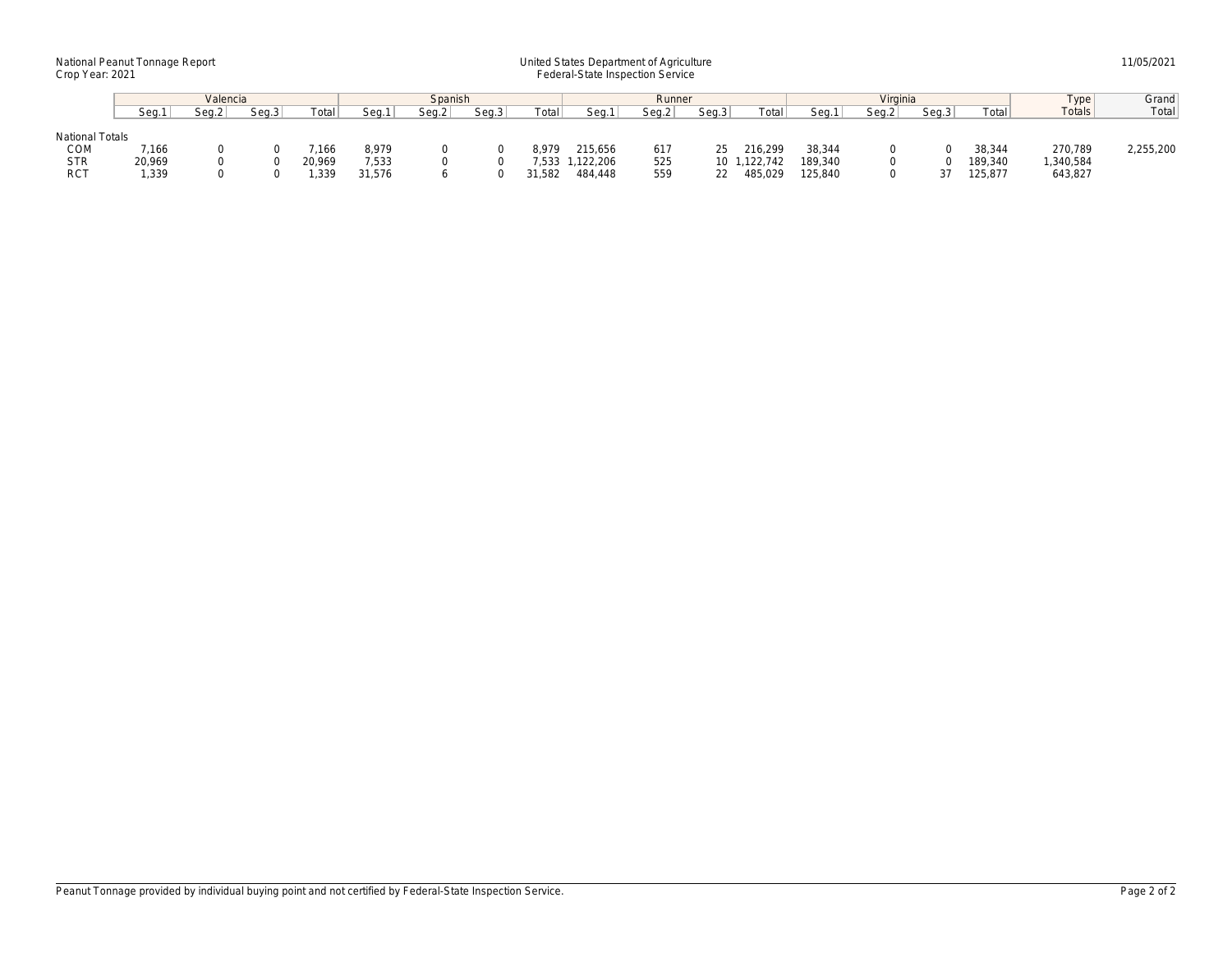National Peanut Tonnage Report
Crop Year: 2021

United States Department of Agriculture
Federal-State Inspection Service

11/05/2021

| | Valencia | | | | Spanish | | | | Runner | | | | Virginia | | | | Type | Grand |
|---|---|---|---|---|---|---|---|---|---|---|---|---|---|---|---|---|---|---|
| | Seg.1 | Seg.2 | Seg.3 | Total | Seg.1 | Seg.2 | Seg.3 | Total | Seg.1 | Seg.2 | Seg.3 | Total | Seg.1 | Seg.2 | Seg.3 | Total | Totals | Total |
| National Totals | | | | | | | | | | | | | | | | | | |
| COM | 7,166 | 0 | 0 | 7,166 | 8,979 | 0 | 0 | 8,979 | 215,656 | 617 | 25 | 216,299 | 38,344 | 0 | 0 | 38,344 | 270,789 | 2,255,200 |
| STR | 20,969 | 0 | 0 | 20,969 | 7,533 | 0 | 0 | 7,533 | 1,122,206 | 525 | 10 | 1,122,742 | 189,340 | 0 | 0 | 189,340 | 1,340,584 | |
| RCT | 1,339 | 0 | 0 | 1,339 | 31,576 | 6 | 0 | 31,582 | 484,448 | 559 | 22 | 485,029 | 125,840 | 0 | 37 | 125,877 | 643,827 | |

Peanut Tonnage provided by individual buying point and not certified by Federal-State Inspection Service.